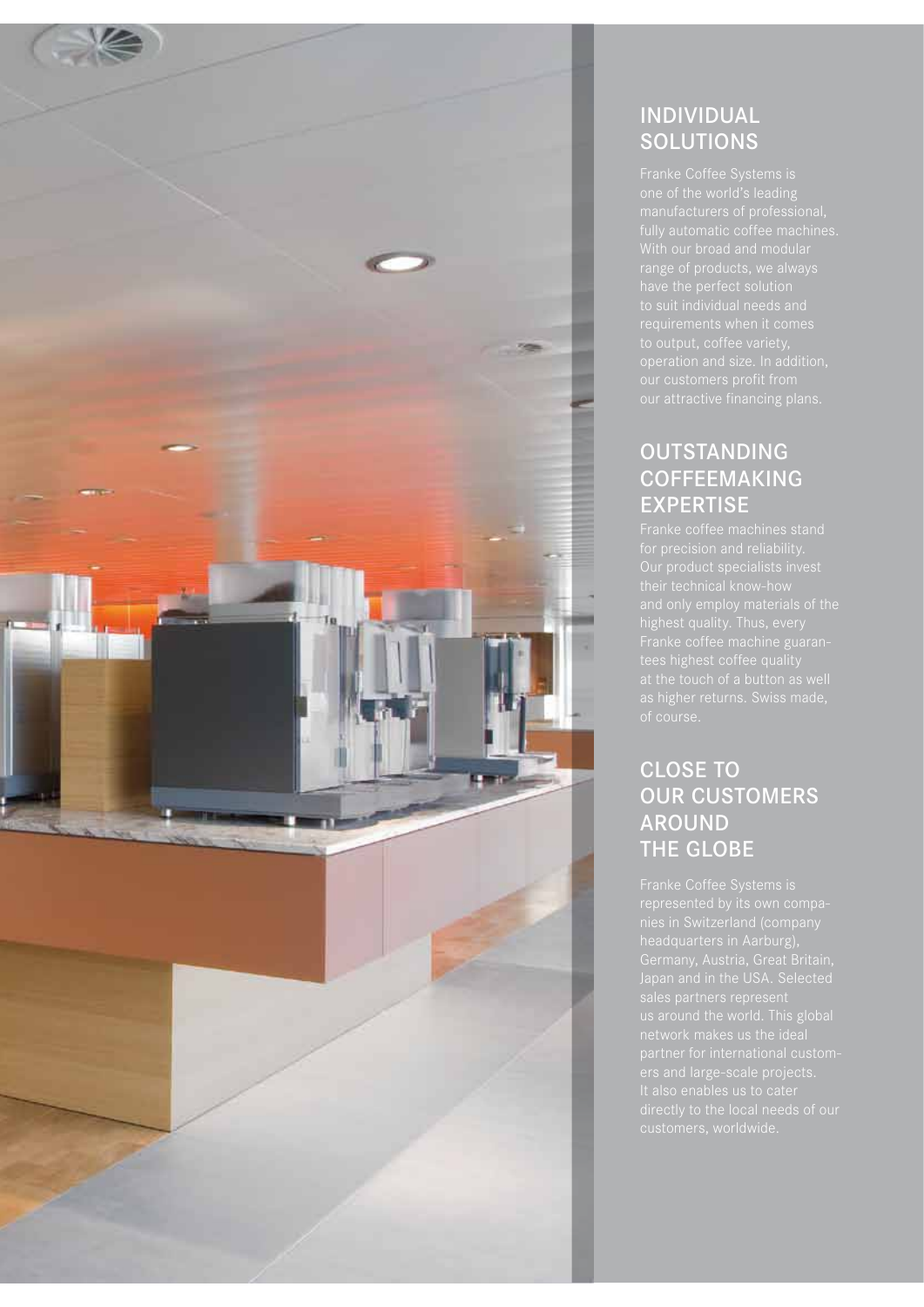## INDIVIDUAL SOLUTIONS

Franke Coffee Systems is one of the world's leading manufacturers of professional, fully automatic coffee machines. With our broad and modular range of products, we always have the perfect solution to suit individual needs and requirements when it comes to output, coffee variety, operation and size. In addition, our customers profit from our attractive financing plans.

## OUTSTANDING COFFEEMAKING EXPERTISE

Franke coffee machines stand for precision and reliability. Our product specialists invest their technical know-how and only employ materials of the highest quality. Thus, every Franke coffee machine guarantees highest coffee quality at the touch of a button as well as higher returns. Swiss made, of course.

## CLOSE TO OUR CUSTOMERS AROUND THE GLOBE

Franke Coffee Systems is represented by its own companies in Switzerland (company headquarters in Aarburg), Germany, Austria, Great Britain, Japan and in the USA. Selected sales partners represent us around the world. This global network makes us the ideal partner for international customers and large-scale projects. It also enables us to cater directly to the local needs of our customers, worldwide.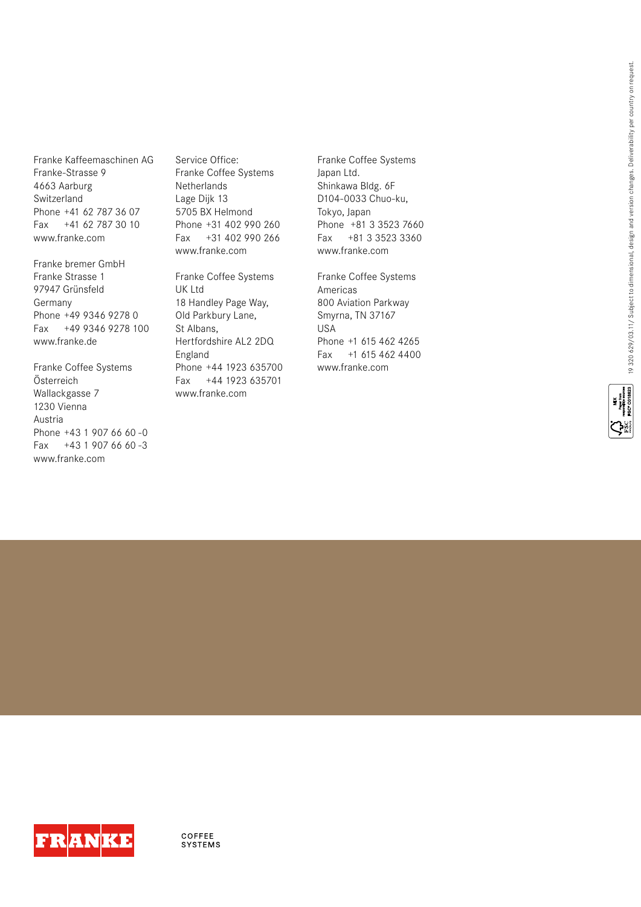Franke Kaffeemaschinen AG
Franke-Strasse 9
4663 Aarburg
Switzerland
Phone +41 62 787 36 07
Fax +41 62 787 30 10
www.franke.com

Franke bremer GmbH
Franke Strasse 1
97947 Grünsfeld
Germany
Phone +49 9346 9278 0
Fax +49 9346 9278 100
www.franke.de

Franke Coffee Systems
Österreich
Wallackgasse 7
1230 Vienna
Austria
Phone +43 1 907 66 60 -0
Fax +43 1 907 66 60 -3
www.franke.com

Service Office:
Franke Coffee Systems
Netherlands
Lage Dijk 13
5705 BX Helmond
Phone +31 402 990 260
Fax +31 402 990 266
www.franke.com

Franke Coffee Systems
UK Ltd
18 Handley Page Way,
Old Parkbury Lane,
St Albans,
Hertfordshire AL2 2DQ
England
Phone +44 1923 635700
Fax +44 1923 635701
www.franke.com

Franke Coffee Systems
Japan Ltd.
Shinkawa Bldg. 6F
D104-0033 Chuo-ku,
Tokyo, Japan
Phone +81 3 3523 7660
Fax +81 3 3523 3360
www.franke.com

Franke Coffee Systems
Americas
800 Aviation Parkway
Smyrna, TN 37167
USA
Phone +1 615 462 4265
Fax +1 615 462 4400
www.franke.com

19 320 629/03.11/ Subject to dimensional, design and version changes. Deliverability per country on request.

FRANKE COFFEE SYSTEMS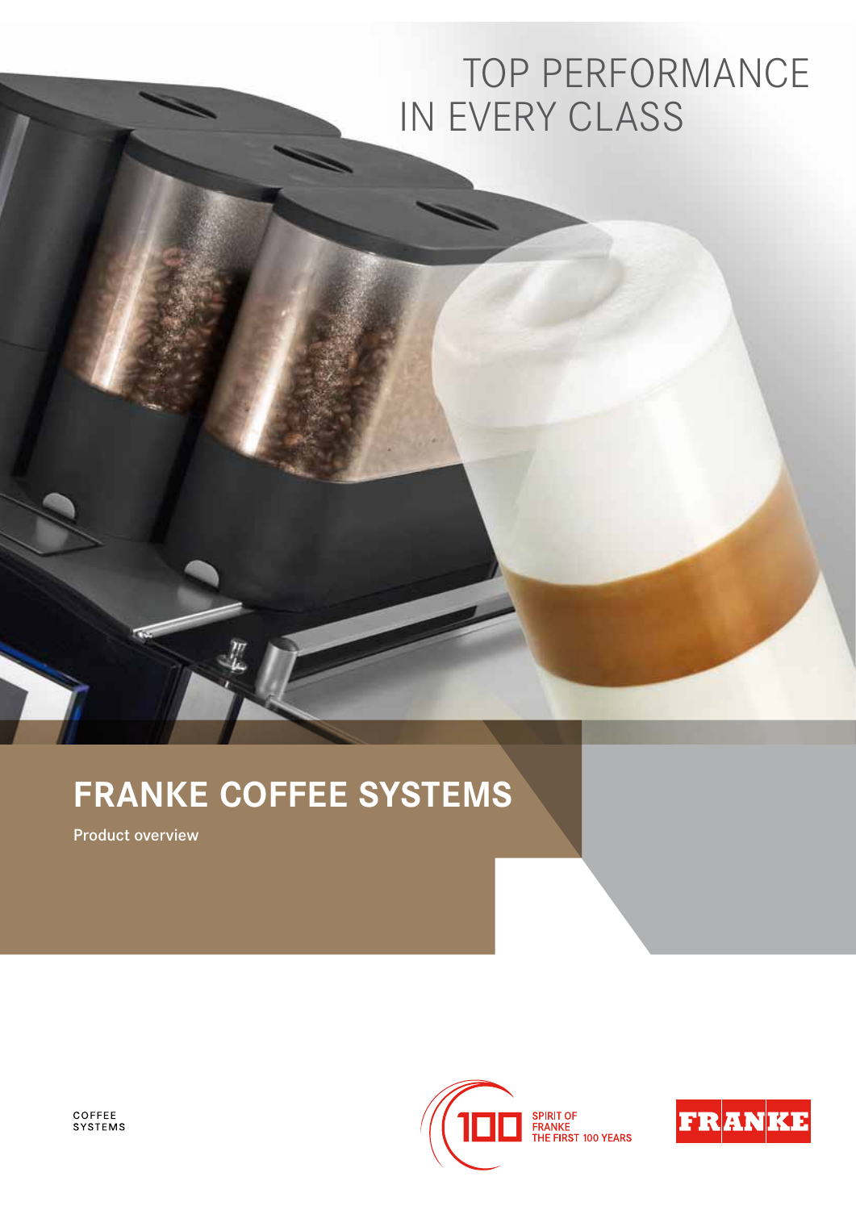# TOP PERFORMANCE IN EVERY CLASS

## FRANKE COFFEE SYSTEMS

Product overview

COFFEE SYSTEMS

SPIRIT OF FRANKE THE FIRST 100 YEARS

FRANKE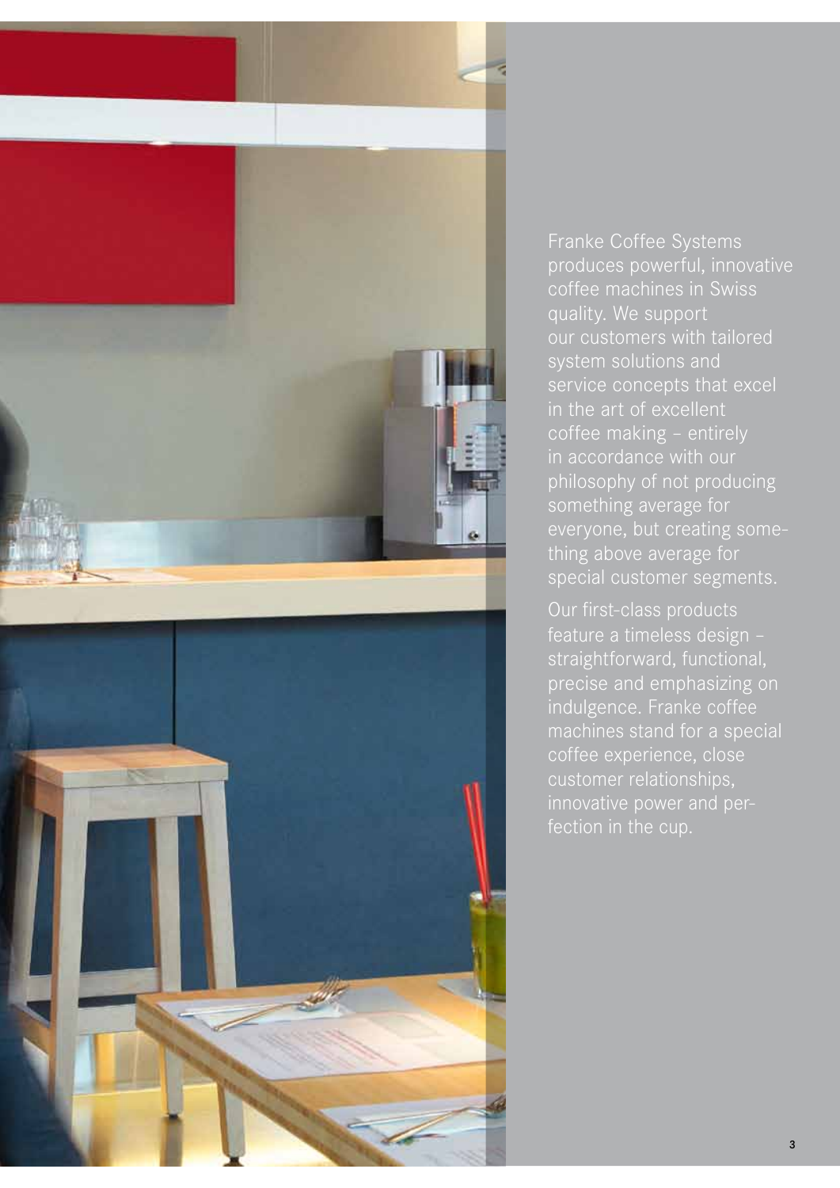Franke Coffee Systems produces powerful, innovative coffee machines in Swiss quality. We support our customers with tailored system solutions and service concepts that excel in the art of excellent coffee making – entirely in accordance with our philosophy of not producing something average for everyone, but creating something above average for special customer segments.

Our first-class products feature a timeless design – straightforward, functional, precise and emphasizing on indulgence. Franke coffee machines stand for a special coffee experience, close customer relationships, innovative power and perfection in the cup.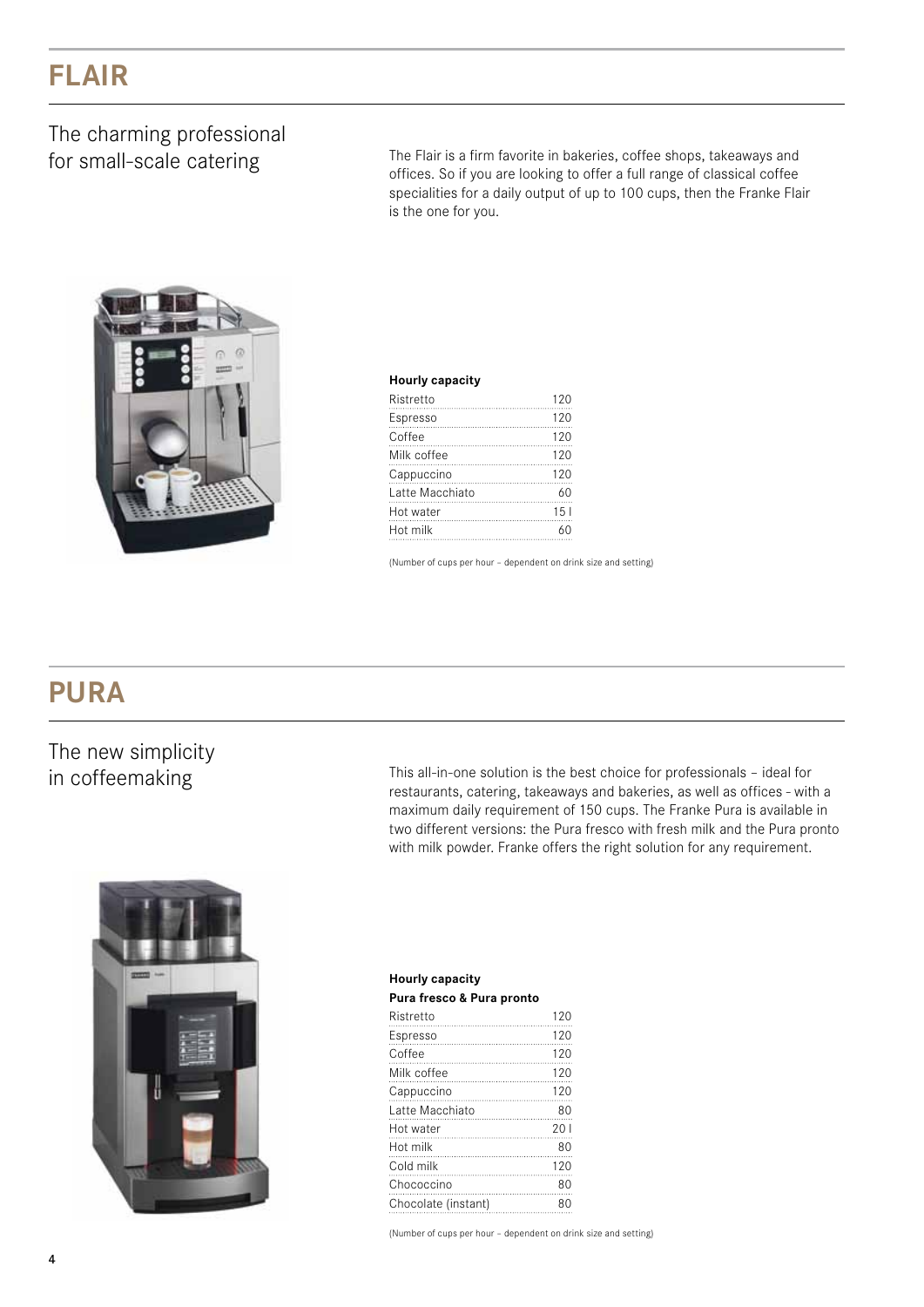# FLAIR

## The charming professional for small-scale catering

The Flair is a firm favorite in bakeries, coffee shops, takeaways and offices. So if you are looking to offer a full range of classical coffee specialities for a daily output of up to 100 cups, then the Franke Flair is the one for you.

| Hourly capacity | |
|---|---|
| Ristretto | 120 |
| Espresso | 120 |
| Coffee | 120 |
| Milk coffee | 120 |
| Cappuccino | 120 |
| Latte Macchiato | 60 |
| Hot water | 15 l |
| Hot milk | 60 |

(Number of cups per hour – dependent on drink size and setting)

# PURA

## The new simplicity in coffeemaking

This all-in-one solution is the best choice for professionals – ideal for restaurants, catering, takeaways and bakeries, as well as offices - with a maximum daily requirement of 150 cups. The Franke Pura is available in two different versions: the Pura fresco with fresh milk and the Pura pronto with milk powder. Franke offers the right solution for any requirement.

| Hourly capacity<br>Pura fresco & Pura pronto | |
|---|---|
| Ristretto | 120 |
| Espresso | 120 |
| Coffee | 120 |
| Milk coffee | 120 |
| Cappuccino | 120 |
| Latte Macchiato | 80 |
| Hot water | 20 l |
| Hot milk | 80 |
| Cold milk | 120 |
| Chococcino | 80 |
| Chocolate (instant) | 80 |

(Number of cups per hour – dependent on drink size and setting)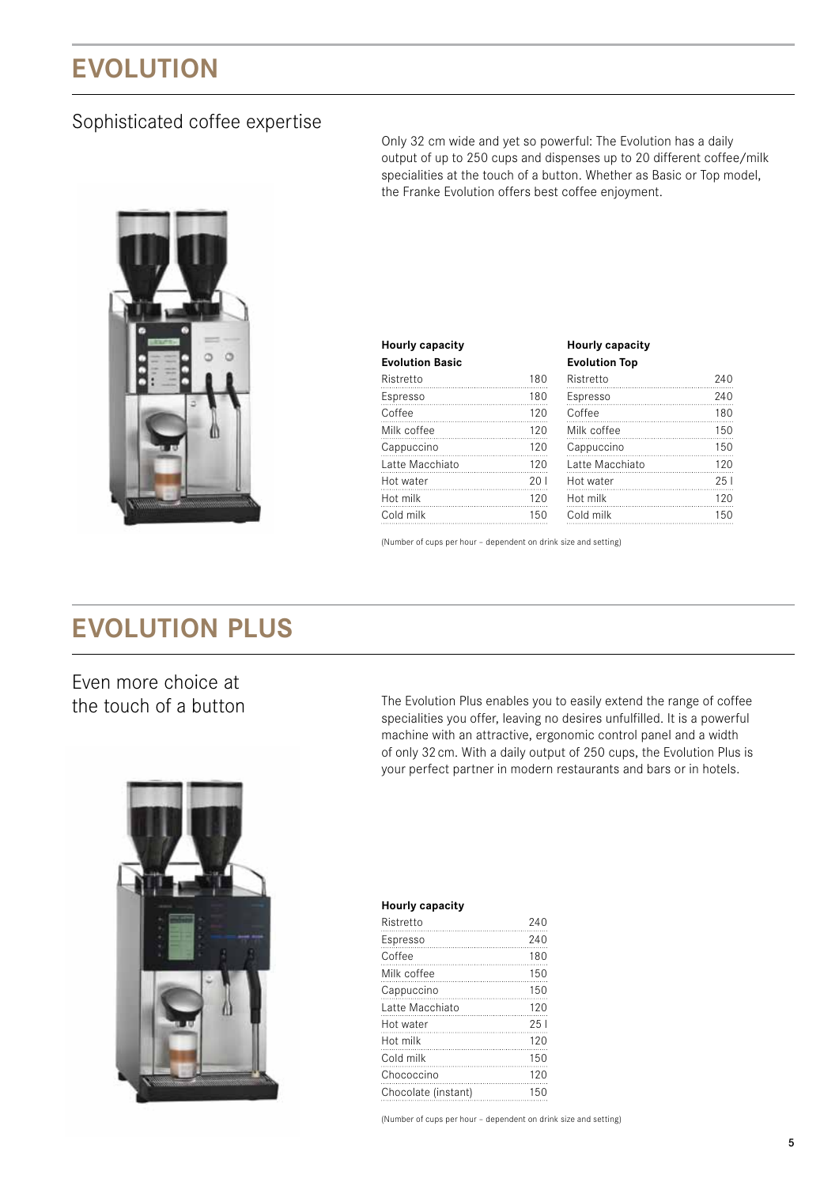# EVOLUTION

## Sophisticated coffee expertise

Only 32 cm wide and yet so powerful: The Evolution has a daily output of up to 250 cups and dispenses up to 20 different coffee/milk specialities at the touch of a button. Whether as Basic or Top model, the Franke Evolution offers best coffee enjoyment.

| **Hourly capacity Evolution Basic** | |
|---|---|
| Ristretto | 180 |
| Espresso | 180 |
| Coffee | 120 |
| Milk coffee | 120 |
| Cappuccino | 120 |
| Latte Macchiato | 120 |
| Hot water | 20 l |
| Hot milk | 120 |
| Cold milk | 150 |

| **Hourly capacity Evolution Top** | |
|---|---|
| Ristretto | 240 |
| Espresso | 240 |
| Coffee | 180 |
| Milk coffee | 150 |
| Cappuccino | 150 |
| Latte Macchiato | 120 |
| Hot water | 25 l |
| Hot milk | 120 |
| Cold milk | 150 |

(Number of cups per hour – dependent on drink size and setting)

# EVOLUTION PLUS

## Even more choice at the touch of a button

The Evolution Plus enables you to easily extend the range of coffee specialities you offer, leaving no desires unfulfilled. It is a powerful machine with an attractive, ergonomic control panel and a width of only 32 cm. With a daily output of 250 cups, the Evolution Plus is your perfect partner in modern restaurants and bars or in hotels.

| **Hourly capacity** | |
|---|---|
| Ristretto | 240 |
| Espresso | 240 |
| Coffee | 180 |
| Milk coffee | 150 |
| Cappuccino | 150 |
| Latte Macchiato | 120 |
| Hot water | 25 l |
| Hot milk | 120 |
| Cold milk | 150 |
| Chococcino | 120 |
| Chocolate (instant) | 150 |

(Number of cups per hour – dependent on drink size and setting)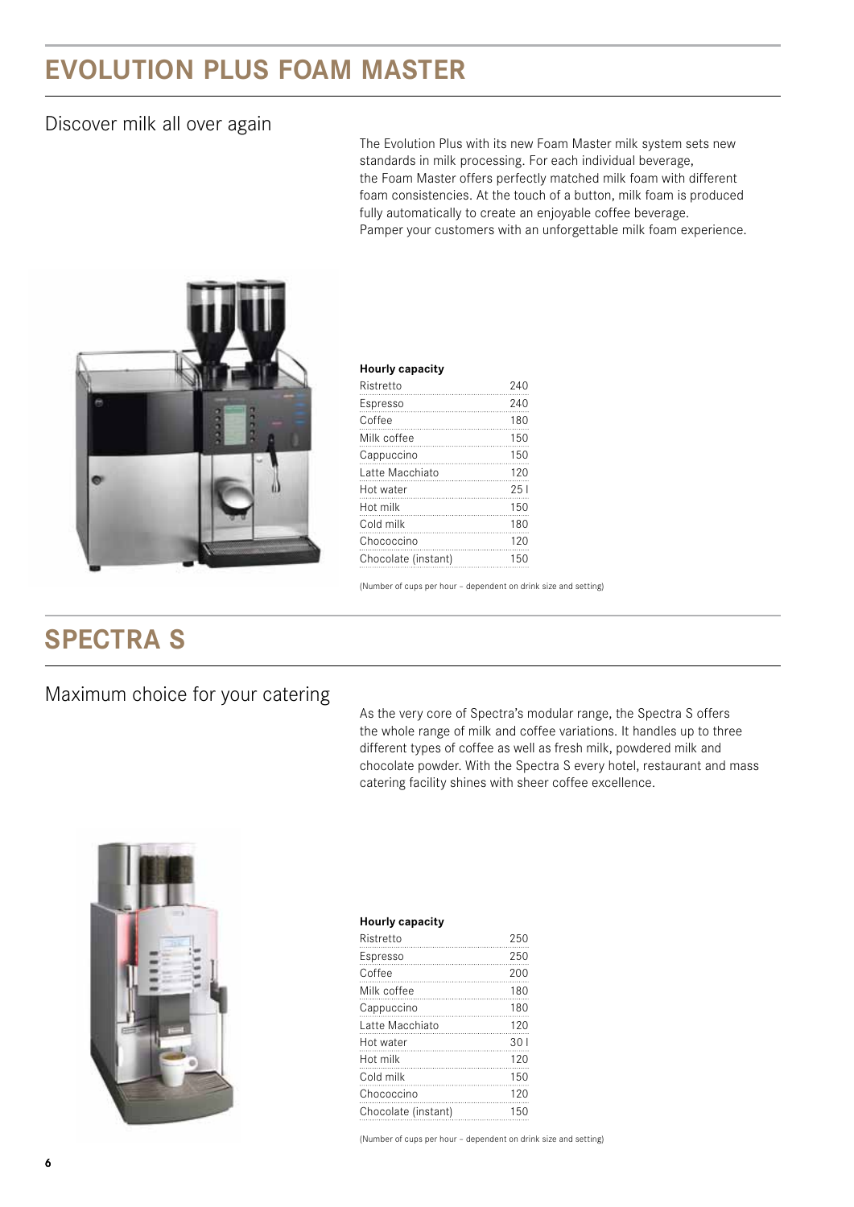# EVOLUTION PLUS FOAM MASTER

## Discover milk all over again

The Evolution Plus with its new Foam Master milk system sets new standards in milk processing. For each individual beverage, the Foam Master offers perfectly matched milk foam with different foam consistencies. At the touch of a button, milk foam is produced fully automatically to create an enjoyable coffee beverage. Pamper your customers with an unforgettable milk foam experience.

**Hourly capacity**

| | |
|---|---|
| Ristretto | 240 |
| Espresso | 240 |
| Coffee | 180 |
| Milk coffee | 150 |
| Cappuccino | 150 |
| Latte Macchiato | 120 |
| Hot water | 25 l |
| Hot milk | 150 |
| Cold milk | 180 |
| Chococcino | 120 |
| Chocolate (instant) | 150 |

(Number of cups per hour – dependent on drink size and setting)

# SPECTRA S

## Maximum choice for your catering

As the very core of Spectra's modular range, the Spectra S offers the whole range of milk and coffee variations. It handles up to three different types of coffee as well as fresh milk, powdered milk and chocolate powder. With the Spectra S every hotel, restaurant and mass catering facility shines with sheer coffee excellence.

**Hourly capacity**

| | |
|---|---|
| Ristretto | 250 |
| Espresso | 250 |
| Coffee | 200 |
| Milk coffee | 180 |
| Cappuccino | 180 |
| Latte Macchiato | 120 |
| Hot water | 30 l |
| Hot milk | 120 |
| Cold milk | 150 |
| Chococcino | 120 |
| Chocolate (instant) | 150 |

(Number of cups per hour – dependent on drink size and setting)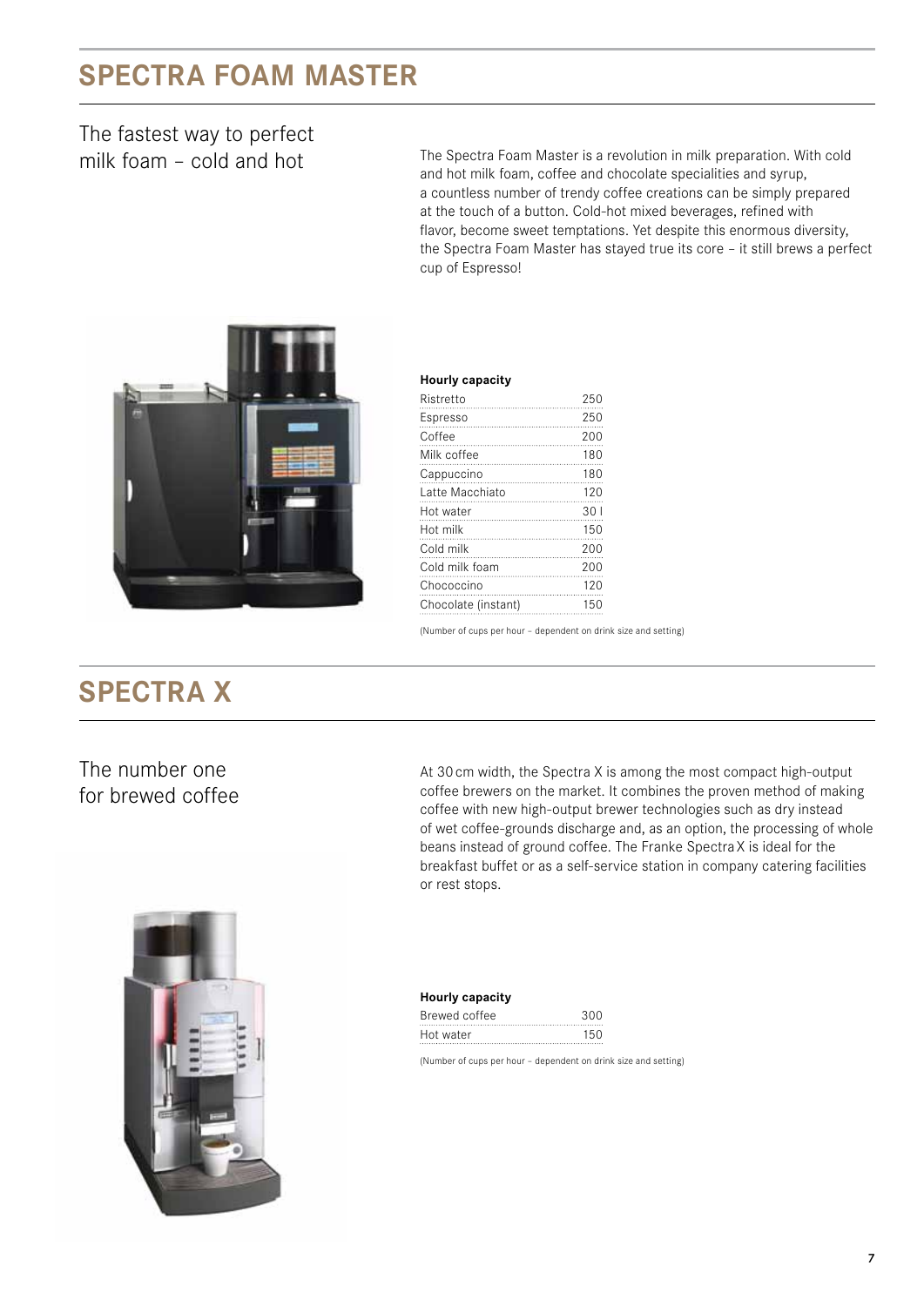# SPECTRA FOAM MASTER

## The fastest way to perfect milk foam – cold and hot

The Spectra Foam Master is a revolution in milk preparation. With cold and hot milk foam, coffee and chocolate specialities and syrup, a countless number of trendy coffee creations can be simply prepared at the touch of a button. Cold-hot mixed beverages, refined with flavor, become sweet temptations. Yet despite this enormous diversity, the Spectra Foam Master has stayed true its core – it still brews a perfect cup of Espresso!

| **Hourly capacity** | |
|---|---|
| Ristretto | 250 |
| Espresso | 250 |
| Coffee | 200 |
| Milk coffee | 180 |
| Cappuccino | 180 |
| Latte Macchiato | 120 |
| Hot water | 30 l |
| Hot milk | 150 |
| Cold milk | 200 |
| Cold milk foam | 200 |
| Chococcino | 120 |
| Chocolate (instant) | 150 |

(Number of cups per hour – dependent on drink size and setting)

# SPECTRA X

## The number one for brewed coffee

At 30 cm width, the Spectra X is among the most compact high-output coffee brewers on the market. It combines the proven method of making coffee with new high-output brewer technologies such as dry instead of wet coffee-grounds discharge and, as an option, the processing of whole beans instead of ground coffee. The Franke Spectra X is ideal for the breakfast buffet or as a self-service station in company catering facilities or rest stops.

| **Hourly capacity** | |
|---|---|
| Brewed coffee | 300 |
| Hot water | 150 |

(Number of cups per hour – dependent on drink size and setting)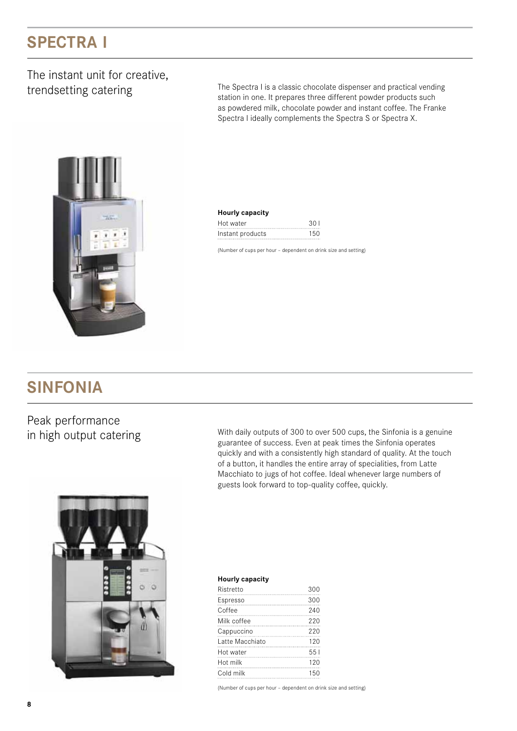# SPECTRA I

## The instant unit for creative, trendsetting catering

The Spectra I is a classic chocolate dispenser and practical vending station in one. It prepares three different powder products such as powdered milk, chocolate powder and instant coffee. The Franke Spectra I ideally complements the Spectra S or Spectra X.

**Hourly capacity**

| | |
|---|---|
| Hot water | 30 l |
| Instant products | 150 |

(Number of cups per hour – dependent on drink size and setting)

# SINFONIA

## Peak performance in high output catering

With daily outputs of 300 to over 500 cups, the Sinfonia is a genuine guarantee of success. Even at peak times the Sinfonia operates quickly and with a consistently high standard of quality. At the touch of a button, it handles the entire array of specialities, from Latte Macchiato to jugs of hot coffee. Ideal whenever large numbers of guests look forward to top-quality coffee, quickly.

**Hourly capacity**

| | |
|---|---|
| Ristretto | 300 |
| Espresso | 300 |
| Coffee | 240 |
| Milk coffee | 220 |
| Cappuccino | 220 |
| Latte Macchiato | 120 |
| Hot water | 55 l |
| Hot milk | 120 |
| Cold milk | 150 |

(Number of cups per hour – dependent on drink size and setting)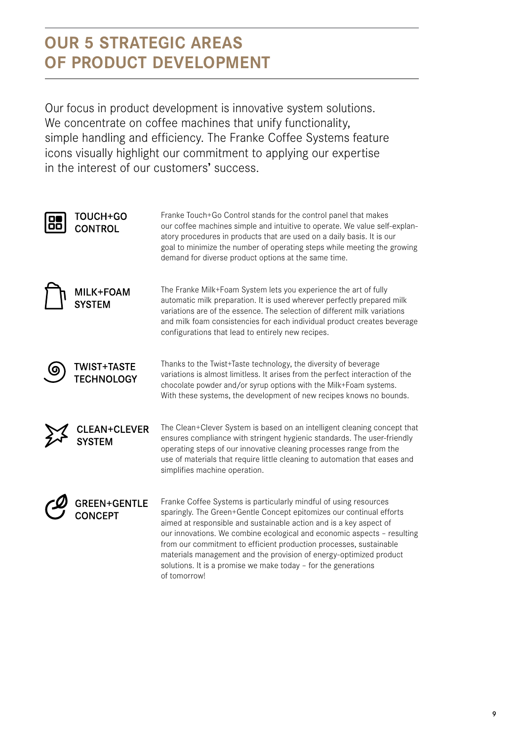# OUR 5 STRATEGIC AREAS OF PRODUCT DEVELOPMENT

Our focus in product development is innovative system solutions. We concentrate on coffee machines that unify functionality, simple handling and efficiency. The Franke Coffee Systems feature icons visually highlight our commitment to applying our expertise in the interest of our customers' success.

### TOUCH+GO CONTROL

Franke Touch+Go Control stands for the control panel that makes our coffee machines simple and intuitive to operate. We value self-explanatory procedures in products that are used on a daily basis. It is our goal to minimize the number of operating steps while meeting the growing demand for diverse product options at the same time.

### MILK+FOAM SYSTEM

The Franke Milk+Foam System lets you experience the art of fully automatic milk preparation. It is used wherever perfectly prepared milk variations are of the essence. The selection of different milk variations and milk foam consistencies for each individual product creates beverage configurations that lead to entirely new recipes.

### TWIST+TASTE TECHNOLOGY

Thanks to the Twist+Taste technology, the diversity of beverage variations is almost limitless. It arises from the perfect interaction of the chocolate powder and/or syrup options with the Milk+Foam systems. With these systems, the development of new recipes knows no bounds.

### CLEAN+CLEVER SYSTEM

The Clean+Clever System is based on an intelligent cleaning concept that ensures compliance with stringent hygienic standards. The user-friendly operating steps of our innovative cleaning processes range from the use of materials that require little cleaning to automation that eases and simplifies machine operation.

### GREEN+GENTLE CONCEPT

Franke Coffee Systems is particularly mindful of using resources sparingly. The Green+Gentle Concept epitomizes our continual efforts aimed at responsible and sustainable action and is a key aspect of our innovations. We combine ecological and economic aspects – resulting from our commitment to efficient production processes, sustainable materials management and the provision of energy-optimized product solutions. It is a promise we make today – for the generations of tomorrow!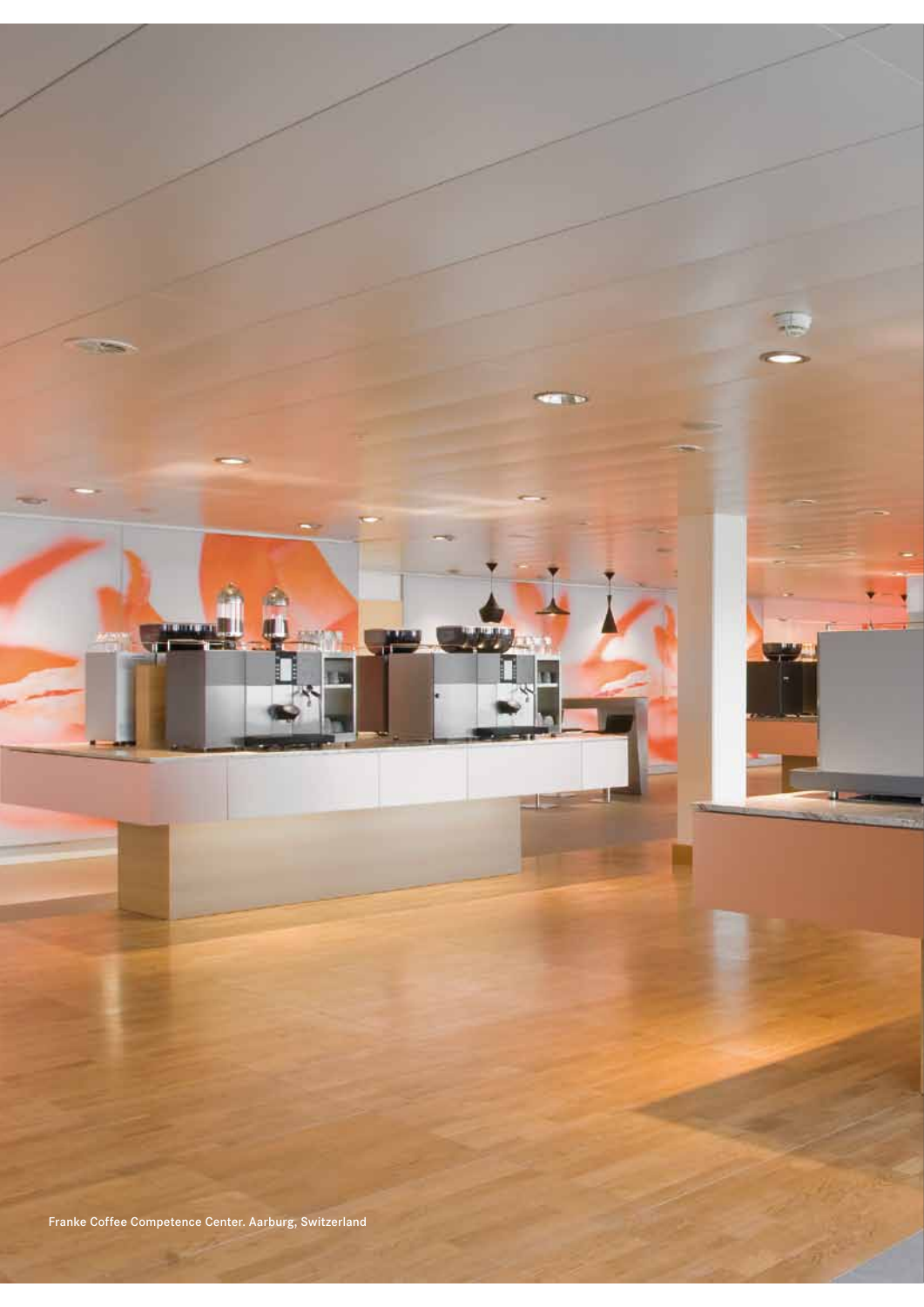Franke Coffee Competence Center. Aarburg, Switzerland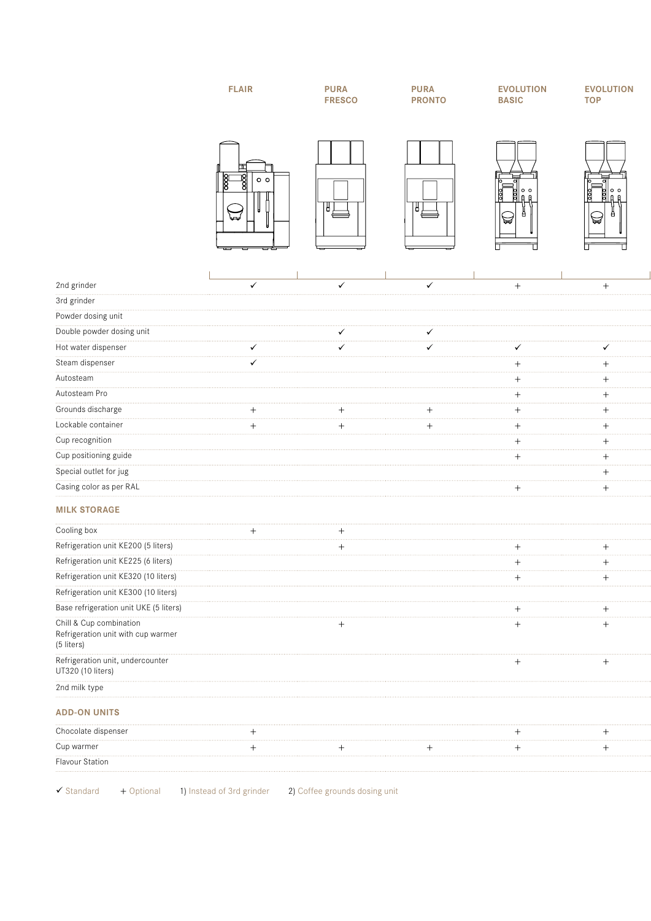| | FLAIR | PURA FRESCO | PURA PRONTO | EVOLUTION BASIC | EVOLUTION TOP |
|---|---|---|---|---|---|
| 2nd grinder | ✓ | ✓ | ✓ | + | + |
| 3rd grinder | | | | | |
| Powder dosing unit | | | | | |
| Double powder dosing unit | | ✓ | ✓ | | |
| Hot water dispenser | ✓ | ✓ | ✓ | ✓ | ✓ |
| Steam dispenser | ✓ | | | + | + |
| Autosteam | | | | + | + |
| Autosteam Pro | | | | + | + |
| Grounds discharge | + | + | + | + | + |
| Lockable container | + | + | + | + | + |
| Cup recognition | | | | + | + |
| Cup positioning guide | | | | + | + |
| Special outlet for jug | | | | | + |
| Casing color as per RAL | | | | + | + |
| **MILK STORAGE** | | | | | |
| Cooling box | + | + | | | |
| Refrigeration unit KE200 (5 liters) | | + | | + | + |
| Refrigeration unit KE225 (6 liters) | | | | + | + |
| Refrigeration unit KE320 (10 liters) | | | | + | + |
| Refrigeration unit KE300 (10 liters) | | | | | |
| Base refrigeration unit UKE (5 liters) | | | | + | + |
| Chill & Cup combination Refrigeration unit with cup warmer (5 liters) | | + | | + | + |
| Refrigeration unit, undercounter UT320 (10 liters) | | | | + | + |
| 2nd milk type | | | | | |
| **ADD-ON UNITS** | | | | | |
| Chocolate dispenser | + | | | + | + |
| Cup warmer | + | + | + | + | + |
| Flavour Station | | | | | |

✓ Standard  + Optional  1) Instead of 3rd grinder  2) Coffee grounds dosing unit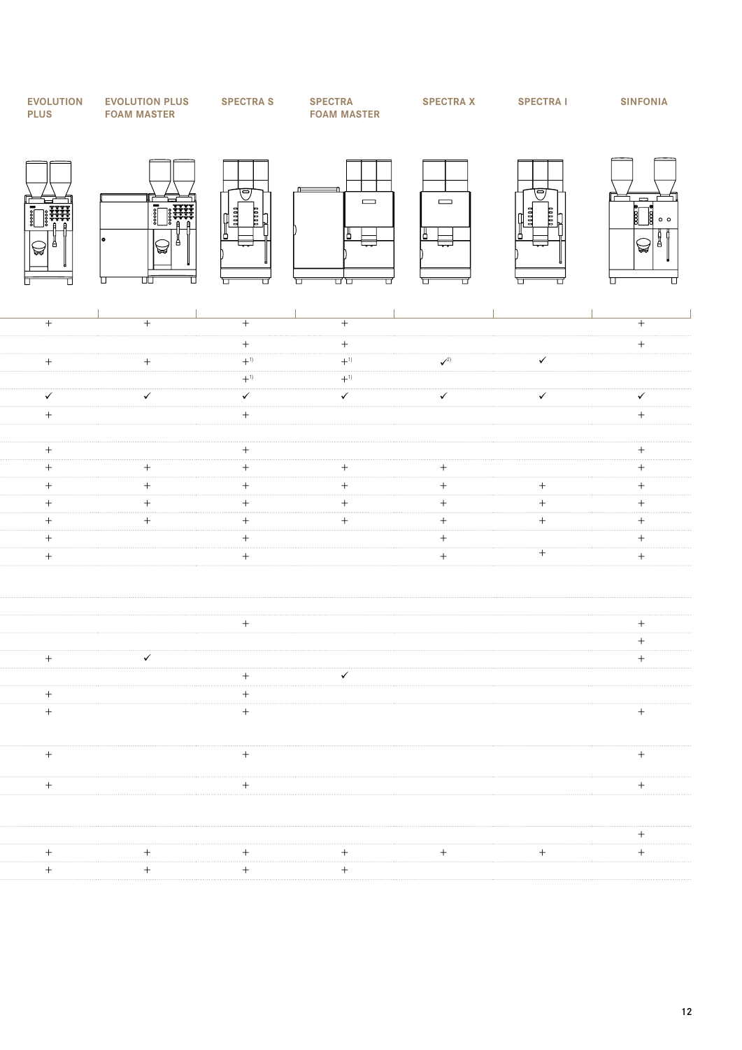| EVOLUTION PLUS | EVOLUTION PLUS FOAM MASTER | SPECTRA S | SPECTRA FOAM MASTER | SPECTRA X | SPECTRA I | SINFONIA |
|---|---|---|---|---|---|---|
| + | + | + | + | | | + |
| | | + | + | | | + |
| + | + | +[1] | +[1] | ✓[2] | ✓ | |
| | | +[1] | +[1] | | | |
| ✓ | ✓ | ✓ | ✓ | ✓ | ✓ | ✓ |
| + | | + | | | | + |
| | | | | | | |
| + | | + | | | | + |
| + | + | + | + | + | | + |
| + | + | + | + | + | + | + |
| + | + | + | + | + | + | + |
| + | + | + | + | + | + | + |
| + | | + | | + | | + |
| + | | + | | + | + | + |
| | | | | | | |
| | | | | | | |
| | | + | | | | + |
| | | | | | | + |
| + | ✓ | | | | | + |
| | | + | ✓ | | | |
| + | | + | | | | |
| + | | + | | | | + |
| + | | + | | | | + |
| + | | + | | | | + |
| | | | | | | |
| | | | | | | + |
| + | + | + | + | + | + | + |
| + | + | + | + | | | |